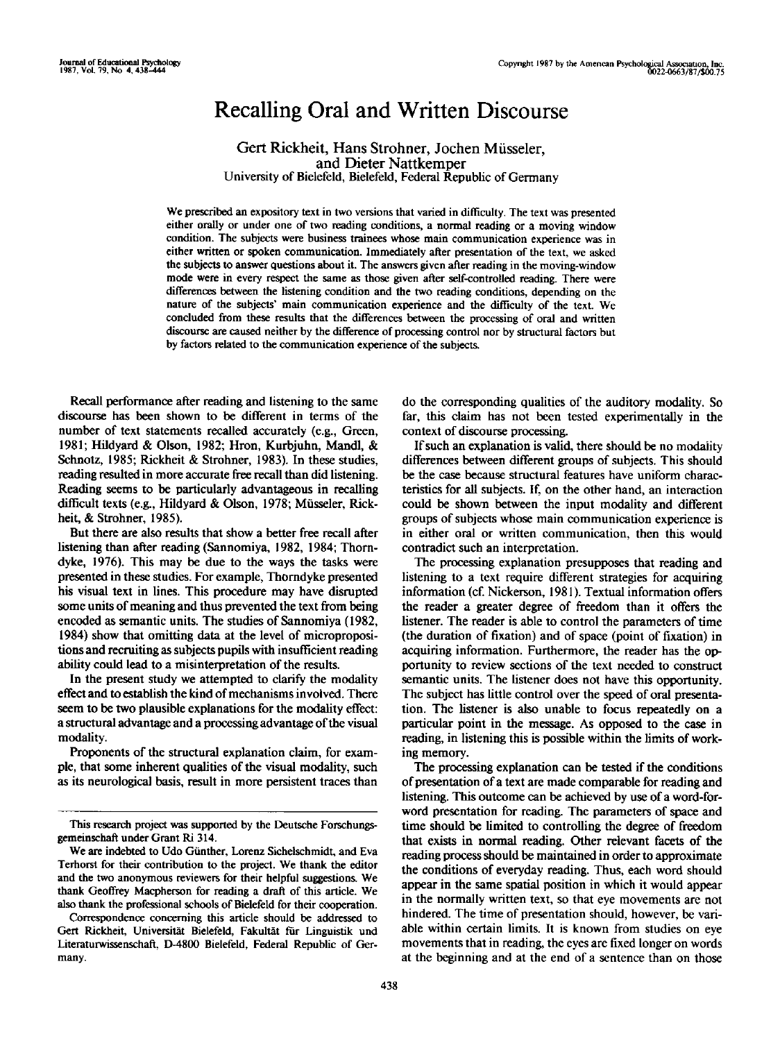# Recalling Oral and Written Discourse

Gert Rickheit, Hans Strohner, Jochen Müsseler, and Dieter Nattkemper
University of Bielefeld, Bielefeld, Federal Republic of Germany

We prescribed an expository text in two versions that varied in difficulty. The text was presented either orally or under one of two reading conditions, a normal reading or a moving window condition. The subjects were business trainees whose main communication experience was in either written or spoken communication. Immediately after presentation of the text, we asked the subjects to answer questions about it. The answers given after reading in the moving-window mode were in every respect the same as those given after self-controlled reading. There were differences between the listening condition and the two reading conditions, depending on the nature of the subjects' main communication experience and the difficulty of the text. We concluded from these results that the differences between the processing of oral and written discourse are caused neither by the difference of processing control nor by structural factors but by factors related to the communication experience of the subjects.

Recall performance after reading and listening to the same discourse has been shown to be different in terms of the number of text statements recalled accurately (e.g., Green, 1981; Hildyard & Olson, 1982; Hron, Kurbjuhn, Mandl, & Schnotz, 1985; Rickheit & Strohner, 1983). In these studies, reading resulted in more accurate free recall than did listening. Reading seems to be particularly advantageous in recalling difficult texts (e.g., Hildyard & Olson, 1978; Müsseler, Rickheit, & Strohner, 1985).

But there are also results that show a better free recall after listening than after reading (Sannomiya, 1982, 1984; Thorndyke, 1976). This may be due to the ways the tasks were presented in these studies. For example, Thorndyke presented his visual text in lines. This procedure may have disrupted some units of meaning and thus prevented the text from being encoded as semantic units. The studies of Sannomiya (1982, 1984) show that omitting data at the level of micropropositions and recruiting as subjects pupils with insufficient reading ability could lead to a misinterpretation of the results.

In the present study we attempted to clarify the modality effect and to establish the kind of mechanisms involved. There seem to be two plausible explanations for the modality effect: a structural advantage and a processing advantage of the visual modality.

Proponents of the structural explanation claim, for example, that some inherent qualities of the visual modality, such as its neurological basis, result in more persistent traces than do the corresponding qualities of the auditory modality. So far, this claim has not been tested experimentally in the context of discourse processing.

If such an explanation is valid, there should be no modality differences between different groups of subjects. This should be the case because structural features have uniform characteristics for all subjects. If, on the other hand, an interaction could be shown between the input modality and different groups of subjects whose main communication experience is in either oral or written communication, then this would contradict such an interpretation.

The processing explanation presupposes that reading and listening to a text require different strategies for acquiring information (cf. Nickerson, 1981). Textual information offers the reader a greater degree of freedom than it offers the listener. The reader is able to control the parameters of time (the duration of fixation) and of space (point of fixation) in acquiring information. Furthermore, the reader has the opportunity to review sections of the text needed to construct semantic units. The listener does not have this opportunity. The subject has little control over the speed of oral presentation. The listener is also unable to focus repeatedly on a particular point in the message. As opposed to the case in reading, in listening this is possible within the limits of working memory.

The processing explanation can be tested if the conditions of presentation of a text are made comparable for reading and listening. This outcome can be achieved by use of a word-for-word presentation for reading. The parameters of space and time should be limited to controlling the degree of freedom that exists in normal reading. Other relevant facets of the reading process should be maintained in order to approximate the conditions of everyday reading. Thus, each word should appear in the same spatial position in which it would appear in the normally written text, so that eye movements are not hindered. The time of presentation should, however, be variable within certain limits. It is known from studies on eye movements that in reading, the eyes are fixed longer on words at the beginning and at the end of a sentence than on those

---

This research project was supported by the Deutsche Forschungsgemeinschaft under Grant Ri 314.

We are indebted to Udo Günther, Lorenz Sichelschmidt, and Eva Terhorst for their contribution to the project. We thank the editor and the two anonymous reviewers for their helpful suggestions. We thank Geoffrey Macpherson for reading a draft of this article. We also thank the professional schools of Bielefeld for their cooperation.

Correspondence concerning this article should be addressed to Gert Rickheit, Universität Bielefeld, Fakultät für Linguistik und Literaturwissenschaft, D-4800 Bielefeld, Federal Republic of Germany.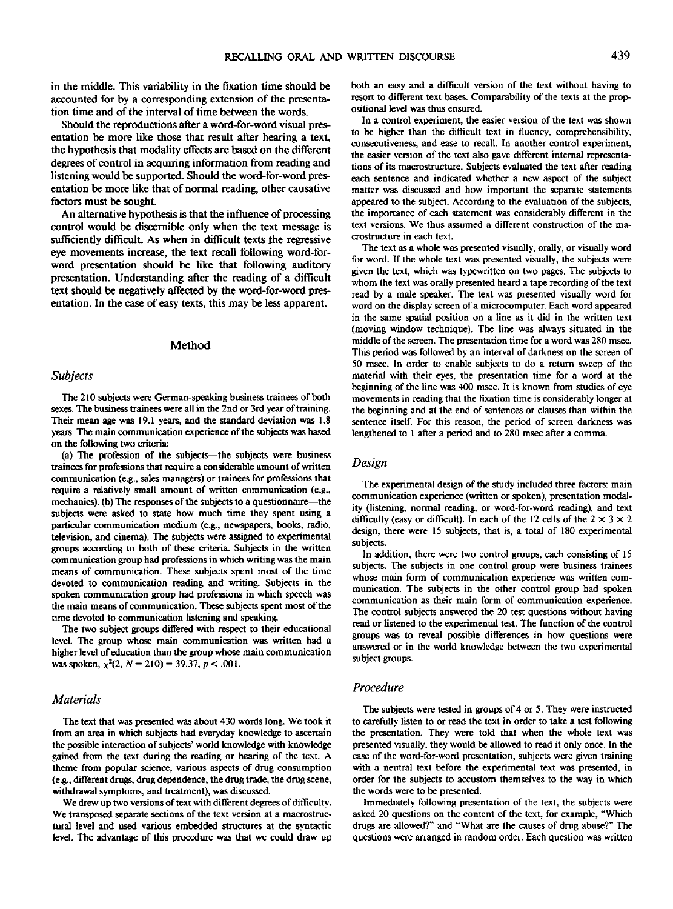in the middle. This variability in the fixation time should be accounted for by a corresponding extension of the presentation time and of the interval of time between the words.

Should the reproductions after a word-for-word visual presentation be more like those that result after hearing a text, the hypothesis that modality effects are based on the different degrees of control in acquiring information from reading and listening would be supported. Should the word-for-word presentation be more like that of normal reading, other causative factors must be sought.

An alternative hypothesis is that the influence of processing control would be discernible only when the text message is sufficiently difficult. As when in difficult texts the regressive eye movements increase, the text recall following word-for-word presentation should be like that following auditory presentation. Understanding after the reading of a difficult text should be negatively affected by the word-for-word presentation. In the case of easy texts, this may be less apparent.

## Method

### Subjects

The 210 subjects were German-speaking business trainees of both sexes. The business trainees were all in the 2nd or 3rd year of training. Their mean age was 19.1 years, and the standard deviation was 1.8 years. The main communication experience of the subjects was based on the following two criteria:

(a) The profession of the subjects—the subjects were business trainees for professions that require a considerable amount of written communication (e.g., sales managers) or trainees for professions that require a relatively small amount of written communication (e.g., mechanics). (b) The responses of the subjects to a questionnaire—the subjects were asked to state how much time they spent using a particular communication medium (e.g., newspapers, books, radio, television, and cinema). The subjects were assigned to experimental groups according to both of these criteria. Subjects in the written communication group had professions in which writing was the main means of communication. These subjects spent most of the time devoted to communication reading and writing. Subjects in the spoken communication group had professions in which speech was the main means of communication. These subjects spent most of the time devoted to communication listening and speaking.

The two subject groups differed with respect to their educational level. The group whose main communication was written had a higher level of education than the group whose main communication was spoken, $\chi^2(2, N = 210) = 39.37, p < .001$.

### Materials

The text that was presented was about 430 words long. We took it from an area in which subjects had everyday knowledge to ascertain the possible interaction of subjects' world knowledge with knowledge gained from the text during the reading or hearing of the text. A theme from popular science, various aspects of drug consumption (e.g., different drugs, drug dependence, the drug trade, the drug scene, withdrawal symptoms, and treatment), was discussed.

We drew up two versions of text with different degrees of difficulty. We transposed separate sections of the text version at a macrostructural level and used various embedded structures at the syntactic level. The advantage of this procedure was that we could draw up both an easy and a difficult version of the text without having to resort to different text bases. Comparability of the texts at the propositional level was thus ensured.

In a control experiment, the easier version of the text was shown to be higher than the difficult text in fluency, comprehensibility, consecutiveness, and ease to recall. In another control experiment, the easier version of the text also gave different internal representations of its macrostructure. Subjects evaluated the text after reading each sentence and indicated whether a new aspect of the subject matter was discussed and how important the separate statements appeared to the subject. According to the evaluation of the subjects, the importance of each statement was considerably different in the text versions. We thus assumed a different construction of the macrostructure in each text.

The text as a whole was presented visually, orally, or visually word for word. If the whole text was presented visually, the subjects were given the text, which was typewritten on two pages. The subjects to whom the text was orally presented heard a tape recording of the text read by a male speaker. The text was presented visually word for word on the display screen of a microcomputer. Each word appeared in the same spatial position on a line as it did in the written text (moving window technique). The line was always situated in the middle of the screen. The presentation time for a word was 280 msec. This period was followed by an interval of darkness on the screen of 50 msec. In order to enable subjects to do a return sweep of the material with their eyes, the presentation time for a word at the beginning of the line was 400 msec. It is known from studies of eye movements in reading that the fixation time is considerably longer at the beginning and at the end of sentences or clauses than within the sentence itself. For this reason, the period of screen darkness was lengthened to 1 after a period and to 280 msec after a comma.

### Design

The experimental design of the study included three factors: main communication experience (written or spoken), presentation modality (listening, normal reading, or word-for-word reading), and text difficulty (easy or difficult). In each of the 12 cells of the $2 \times 3 \times 2$ design, there were 15 subjects, that is, a total of 180 experimental subjects.

In addition, there were two control groups, each consisting of 15 subjects. The subjects in one control group were business trainees whose main form of communication experience was written communication. The subjects in the other control group had spoken communication as their main form of communication experience. The control subjects answered the 20 test questions without having read or listened to the experimental test. The function of the control groups was to reveal possible differences in how questions were answered or in the world knowledge between the two experimental subject groups.

### Procedure

The subjects were tested in groups of 4 or 5. They were instructed to carefully listen to or read the text in order to take a test following the presentation. They were told that when the whole text was presented visually, they would be allowed to read it only once. In the case of the word-for-word presentation, subjects were given training with a neutral text before the experimental text was presented, in order for the subjects to accustom themselves to the way in which the words were to be presented.

Immediately following presentation of the text, the subjects were asked 20 questions on the content of the text, for example, "Which drugs are allowed?" and "What are the causes of drug abuse?" The questions were arranged in random order. Each question was written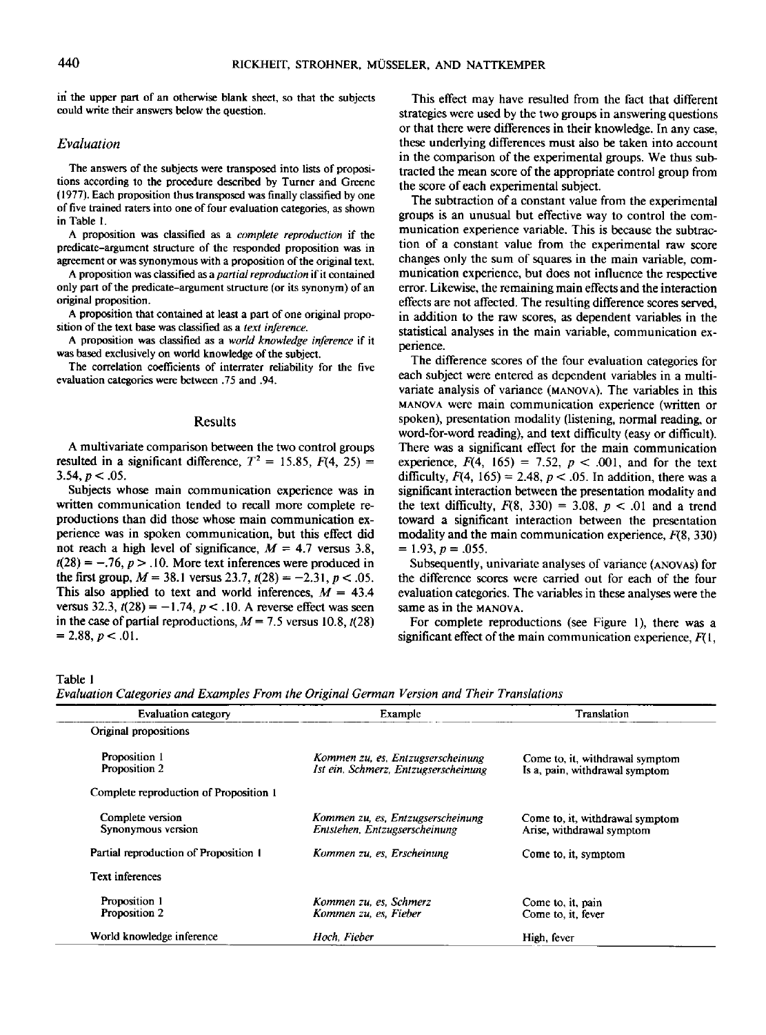in the upper part of an otherwise blank sheet, so that the subjects could write their answers below the question.

### Evaluation

The answers of the subjects were transposed into lists of propositions according to the procedure described by Turner and Greene (1977). Each proposition thus transposed was finally classified by one of five trained raters into one of four evaluation categories, as shown in Table 1.

A proposition was classified as a *complete reproduction* if the predicate–argument structure of the responded proposition was in agreement or was synonymous with a proposition of the original text.

A proposition was classified as a *partial reproduction* if it contained only part of the predicate–argument structure (or its synonym) of an original proposition.

A proposition that contained at least a part of one original proposition of the text base was classified as a *text inference*.

A proposition was classified as a *world knowledge inference* if it was based exclusively on world knowledge of the subject.

The correlation coefficients of interrater reliability for the five evaluation categories were between .75 and .94.

## Results

A multivariate comparison between the two control groups resulted in a significant difference, $T^2 = 15.85$, $F(4, 25) = 3.54$, $p < .05$.

Subjects whose main communication experience was in written communication tended to recall more complete reproductions than did those whose main communication experience was in spoken communication, but this effect did not reach a high level of significance, $M = 4.7$ versus 3.8, $t(28) = -.76$, $p > .10$. More text inferences were produced in the first group, $M = 38.1$ versus 23.7, $t(28) = -2.31$, $p < .05$. This also applied to text and world inferences, $M = 43.4$ versus 32.3, $t(28) = -1.74$, $p < .10$. A reverse effect was seen in the case of partial reproductions, $M = 7.5$ versus 10.8, $t(28) = 2.88$, $p < .01$.

This effect may have resulted from the fact that different strategies were used by the two groups in answering questions or that there were differences in their knowledge. In any case, these underlying differences must also be taken into account in the comparison of the experimental groups. We thus subtracted the mean score of the appropriate control group from the score of each experimental subject.

The subtraction of a constant value from the experimental groups is an unusual but effective way to control the communication experience variable. This is because the subtraction of a constant value from the experimental raw score changes only the sum of squares in the main variable, communication experience, but does not influence the respective error. Likewise, the remaining main effects and the interaction effects are not affected. The resulting difference scores served, in addition to the raw scores, as dependent variables in the statistical analyses in the main variable, communication experience.

The difference scores of the four evaluation categories for each subject were entered as dependent variables in a multivariate analysis of variance (MANOVA). The variables in this MANOVA were main communication experience (written or spoken), presentation modality (listening, normal reading, or word-for-word reading), and text difficulty (easy or difficult). There was a significant effect for the main communication experience, $F(4, 165) = 7.52$, $p < .001$, and for the text difficulty, $F(4, 165) = 2.48$, $p < .05$. In addition, there was a significant interaction between the presentation modality and the text difficulty, $F(8, 330) = 3.08$, $p < .01$ and a trend toward a significant interaction between the presentation modality and the main communication experience, $F(8, 330) = 1.93$, $p = .055$.

Subsequently, univariate analyses of variance (ANOVAs) for the difference scores were carried out for each of the four evaluation categories. The variables in these analyses were the same as in the MANOVA.

For complete reproductions (see Figure 1), there was a significant effect of the main communication experience, *F*(1,

Table 1
*Evaluation Categories and Examples From the Original German Version and Their Translations*

| Evaluation category | Example | Translation |
|---|---|---|
| Original propositions | | |
| Proposition 1 | *Kommen zu, es, Entzugserscheinung* | Come to, it, withdrawal symptom |
| Proposition 2 | *Ist ein, Schmerz, Entzugserscheinung* | Is a, pain, withdrawal symptom |
| Complete reproduction of Proposition 1 | | |
| Complete version | *Kommen zu, es, Entzugserscheinung* | Come to, it, withdrawal symptom |
| Synonymous version | *Entstehen, Entzugserscheinung* | Arise, withdrawal symptom |
| Partial reproduction of Proposition 1 | *Kommen zu, es, Erscheinung* | Come to, it, symptom |
| Text inferences | | |
| Proposition 1 | *Kommen zu, es, Schmerz* | Come to, it, pain |
| Proposition 2 | *Kommen zu, es, Fieber* | Come to, it, fever |
| World knowledge inference | *Hoch, Fieber* | High, fever |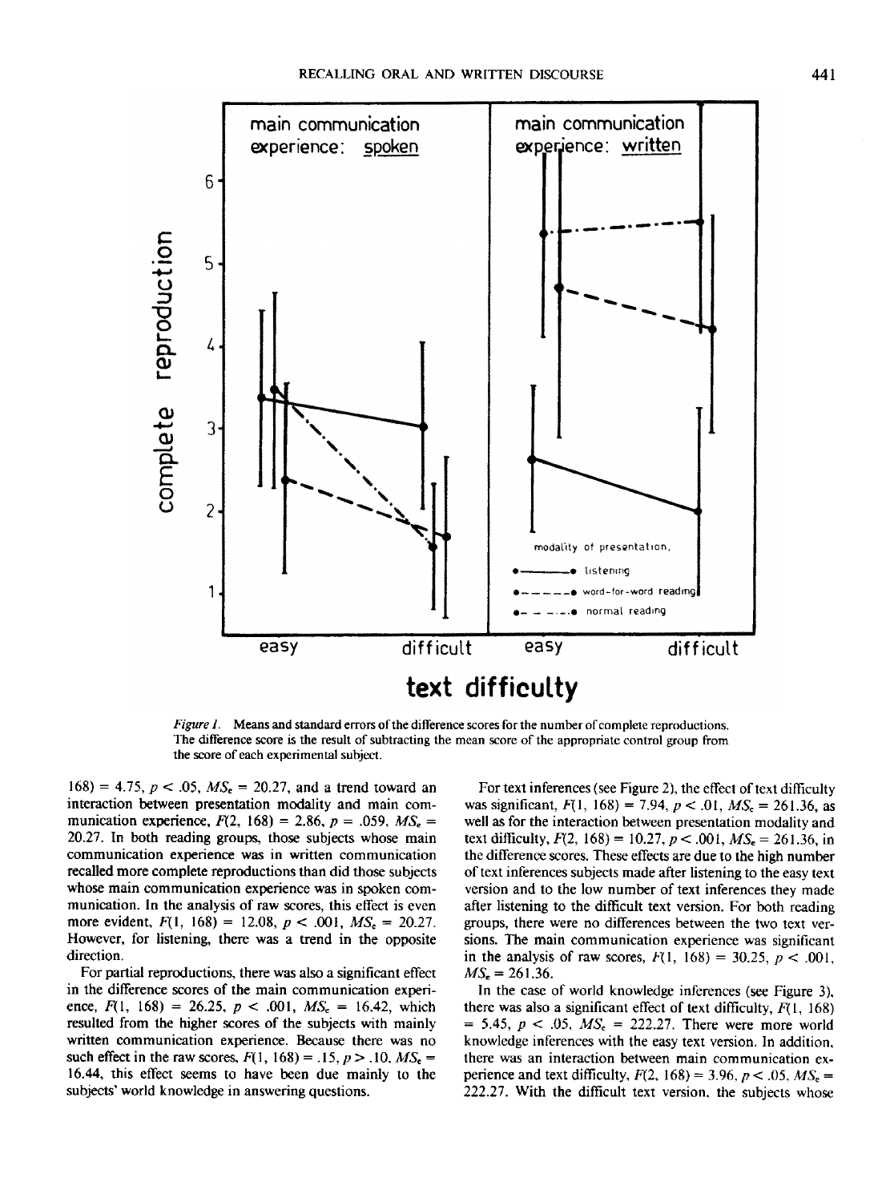*Figure 1.* Means and standard errors of the difference scores for the number of complete reproductions. The difference score is the result of subtracting the mean score of the appropriate control group from the score of each experimental subject.

168) = 4.75, $p < .05$, $MS_e = 20.27$, and a trend toward an interaction between presentation modality and main communication experience, $F(2, 168) = 2.86$, $p = .059$, $MS_e = 20.27$. In both reading groups, those subjects whose main communication experience was in written communication recalled more complete reproductions than did those subjects whose main communication experience was in spoken communication. In the analysis of raw scores, this effect is even more evident, $F(1, 168) = 12.08$, $p < .001$, $MS_e = 20.27$. However, for listening, there was a trend in the opposite direction.

For partial reproductions, there was also a significant effect in the difference scores of the main communication experience, $F(1, 168) = 26.25$, $p < .001$, $MS_e = 16.42$, which resulted from the higher scores of the subjects with mainly written communication experience. Because there was no such effect in the raw scores, $F(1, 168) = .15$, $p > .10$, $MS_e = 16.44$, this effect seems to have been due mainly to the subjects' world knowledge in answering questions.

For text inferences (see Figure 2), the effect of text difficulty was significant, $F(1, 168) = 7.94$, $p < .01$, $MS_e = 261.36$, as well as for the interaction between presentation modality and text difficulty, $F(2, 168) = 10.27$, $p < .001$, $MS_e = 261.36$, in the difference scores. These effects are due to the high number of text inferences subjects made after listening to the easy text version and to the low number of text inferences they made after listening to the difficult text version. For both reading groups, there were no differences between the two text versions. The main communication experience was significant in the analysis of raw scores, $F(1, 168) = 30.25$, $p < .001$, $MS_e = 261.36$.

In the case of world knowledge inferences (see Figure 3), there was also a significant effect of text difficulty, $F(1, 168) = 5.45$, $p < .05$, $MS_e = 222.27$. There were more world knowledge inferences with the easy text version. In addition, there was an interaction between main communication experience and text difficulty, $F(2, 168) = 3.96$, $p < .05$, $MS_e = 222.27$. With the difficult text version, the subjects whose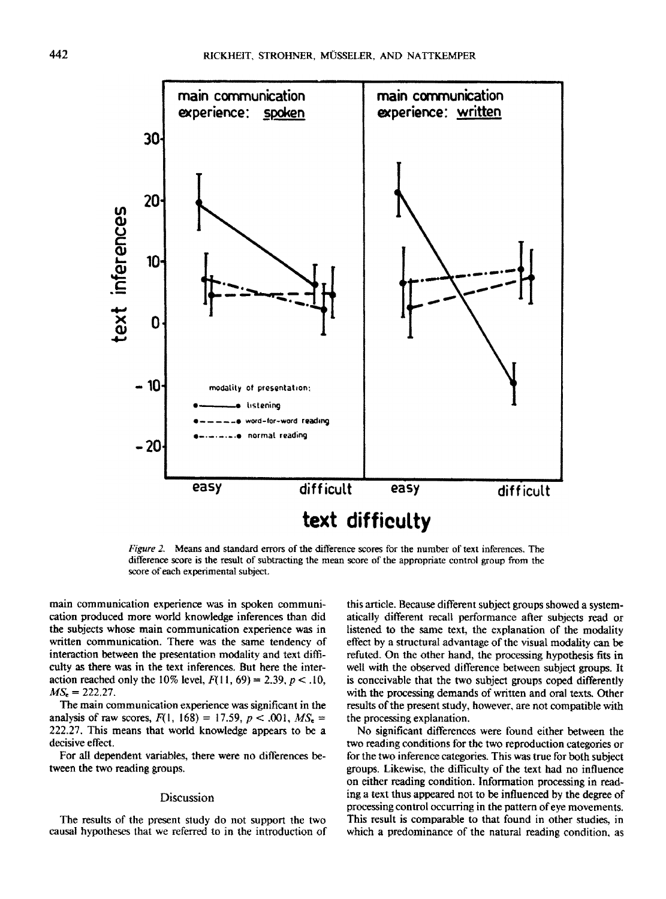main communication experience: spoken

main communication experience: written

text inferences

30

20

10

0

-10

-20

modality of presentation:

listening

word-for-word reading

normal reading

easy

difficult

easy

difficult

text difficulty

*Figure 2.* Means and standard errors of the difference scores for the number of text inferences. The difference score is the result of subtracting the mean score of the appropriate control group from the score of each experimental subject.

main communication experience was in spoken communication produced more world knowledge inferences than did the subjects whose main communication experience was in written communication. There was the same tendency of interaction between the presentation modality and text difficulty as there was in the text inferences. But here the interaction reached only the 10% level, $F(11, 69) = 2.39$, $p < .10$, $MS_e = 222.27$.

The main communication experience was significant in the analysis of raw scores, $F(1, 168) = 17.59$, $p < .001$, $MS_e = 222.27$. This means that world knowledge appears to be a decisive effect.

For all dependent variables, there were no differences between the two reading groups.

## Discussion

The results of the present study do not support the two causal hypotheses that we referred to in the introduction of this article. Because different subject groups showed a systematically different recall performance after subjects read or listened to the same text, the explanation of the modality effect by a structural advantage of the visual modality can be refuted. On the other hand, the processing hypothesis fits in well with the observed difference between subject groups. It is conceivable that the two subject groups coped differently with the processing demands of written and oral texts. Other results of the present study, however, are not compatible with the processing explanation.

No significant differences were found either between the two reading conditions for the two reproduction categories or for the two inference categories. This was true for both subject groups. Likewise, the difficulty of the text had no influence on either reading condition. Information processing in reading a text thus appeared not to be influenced by the degree of processing control occurring in the pattern of eye movements. This result is comparable to that found in other studies, in which a predominance of the natural reading condition, as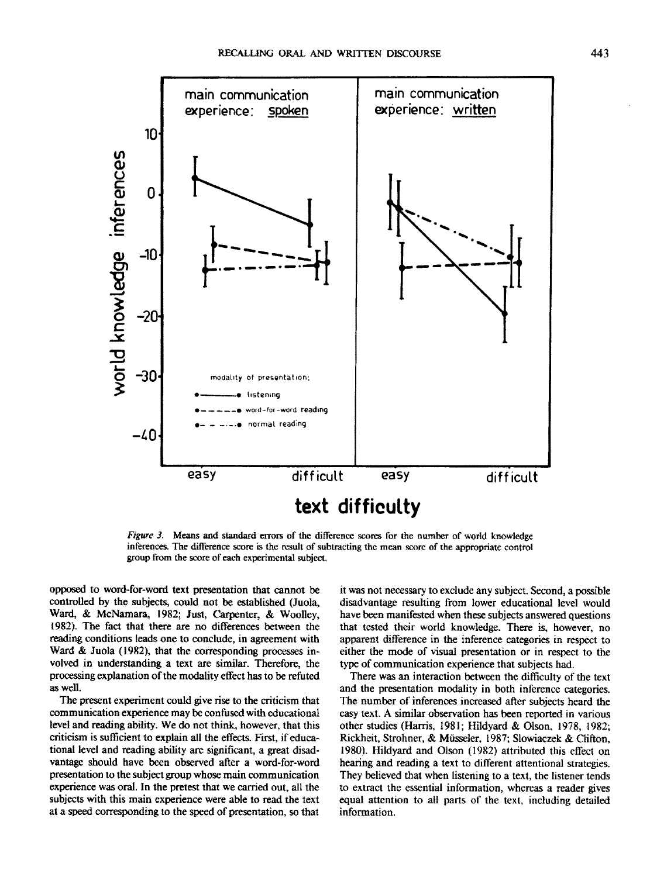main communication experience: spoken

main communication experience: written

world knowledge inferences

10

0

-10

-20

-30

-40

modality of presentation:

listening

word-for-word reading

normal reading

easy

difficult

easy

difficult

text difficulty

*Figure 3.* Means and standard errors of the difference scores for the number of world knowledge inferences. The difference score is the result of subtracting the mean score of the appropriate control group from the score of each experimental subject.

opposed to word-for-word text presentation that cannot be controlled by the subjects, could not be established (Juola, Ward, & McNamara, 1982; Just, Carpenter, & Woolley, 1982). The fact that there are no differences between the reading conditions leads one to conclude, in agreement with Ward & Juola (1982), that the corresponding processes involved in understanding a text are similar. Therefore, the processing explanation of the modality effect has to be refuted as well.

The present experiment could give rise to the criticism that communication experience may be confused with educational level and reading ability. We do not think, however, that this criticism is sufficient to explain all the effects. First, if educational level and reading ability are significant, a great disadvantage should have been observed after a word-for-word presentation to the subject group whose main communication experience was oral. In the pretest that we carried out, all the subjects with this main experience were able to read the text at a speed corresponding to the speed of presentation, so that it was not necessary to exclude any subject. Second, a possible disadvantage resulting from lower educational level would have been manifested when these subjects answered questions that tested their world knowledge. There is, however, no apparent difference in the inference categories in respect to either the mode of visual presentation or in respect to the type of communication experience that subjects had.

There was an interaction between the difficulty of the text and the presentation modality in both inference categories. The number of inferences increased after subjects heard the easy text. A similar observation has been reported in various other studies (Harris, 1981; Hildyard & Olson, 1978, 1982; Rickheit, Strohner, & Müsseler, 1987; Slowiaczek & Clifton, 1980). Hildyard and Olson (1982) attributed this effect on hearing and reading a text to different attentional strategies. They believed that when listening to a text, the listener tends to extract the essential information, whereas a reader gives equal attention to all parts of the text, including detailed information.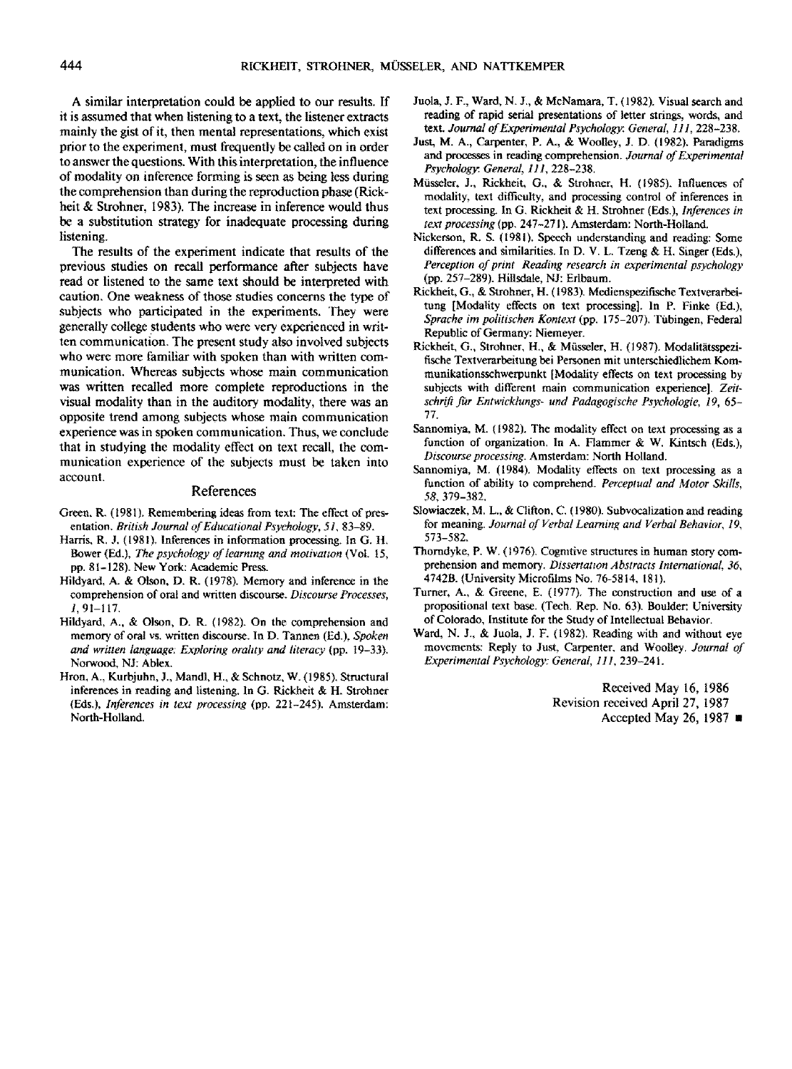A similar interpretation could be applied to our results. If it is assumed that when listening to a text, the listener extracts mainly the gist of it, then mental representations, which exist prior to the experiment, must frequently be called on in order to answer the questions. With this interpretation, the influence of modality on inference forming is seen as being less during the comprehension than during the reproduction phase (Rickheit & Strohner, 1983). The increase in inference would thus be a substitution strategy for inadequate processing during listening.

The results of the experiment indicate that results of the previous studies on recall performance after subjects have read or listened to the same text should be interpreted with caution. One weakness of those studies concerns the type of subjects who participated in the experiments. They were generally college students who were very experienced in written communication. The present study also involved subjects who were more familiar with spoken than with written communication. Whereas subjects whose main communication was written recalled more complete reproductions in the visual modality than in the auditory modality, there was an opposite trend among subjects whose main communication experience was in spoken communication. Thus, we conclude that in studying the modality effect on text recall, the communication experience of the subjects must be taken into account.

## References

Green, R. (1981). Remembering ideas from text: The effect of presentation. *British Journal of Educational Psychology, 51,* 83–89.

Harris, R. J. (1981). Inferences in information processing. In G. H. Bower (Ed.), *The psychology of learning and motivation* (Vol. 15, pp. 81–128). New York: Academic Press.

Hildyard, A. & Olson, D. R. (1978). Memory and inference in the comprehension of oral and written discourse. *Discourse Processes, 1,* 91–117.

Hildyard, A., & Olson, D. R. (1982). On the comprehension and memory of oral vs. written discourse. In D. Tannen (Ed.), *Spoken and written language: Exploring orality and literacy* (pp. 19–33). Norwood, NJ: Ablex.

Hron, A., Kurbjuhn, J., Mandl, H., & Schnotz, W. (1985). Structural inferences in reading and listening. In G. Rickheit & H. Strohner (Eds.), *Inferences in text processing* (pp. 221–245). Amsterdam: North-Holland.

Juola, J. F., Ward, N. J., & McNamara, T. (1982). Visual search and reading of rapid serial presentations of letter strings, words, and text. *Journal of Experimental Psychology: General, 111,* 228–238.

Just, M. A., Carpenter, P. A., & Woolley, J. D. (1982). Paradigms and processes in reading comprehension. *Journal of Experimental Psychology: General, 111,* 228–238.

Müsseler, J., Rickheit, G., & Strohner, H. (1985). Influences of modality, text difficulty, and processing control of inferences in text processing. In G. Rickheit & H. Strohner (Eds.), *Inferences in text processing* (pp. 247–271). Amsterdam: North-Holland.

Nickerson, R. S. (1981). Speech understanding and reading: Some differences and similarities. In D. V. L. Tzeng & H. Singer (Eds.), *Perception of print: Reading research in experimental psychology* (pp. 257–289). Hillsdale, NJ: Erlbaum.

Rickheit, G., & Strohner, H. (1983). Medienspezifische Textverarbeitung [Modality effects on text processing]. In P. Finke (Ed.), *Sprache im politischen Kontext* (pp. 175–207). Tübingen, Federal Republic of Germany: Niemeyer.

Rickheit, G., Strohner, H., & Müsseler, H. (1987). Modalitätsspezifische Textverarbeitung bei Personen mit unterschiedlichem Kommunikationsschwerpunkt [Modality effects on text processing by subjects with different main communication experience]. *Zeitschrift für Entwicklungs- und Padagogische Psychologie, 19,* 65–77.

Sannomiya, M. (1982). The modality effect on text processing as a function of organization. In A. Flammer & W. Kintsch (Eds.), *Discourse processing.* Amsterdam: North Holland.

Sannomiya, M. (1984). Modality effects on text processing as a function of ability to comprehend. *Perceptual and Motor Skills, 58,* 379–382.

Slowiaczek, M. L., & Clifton, C. (1980). Subvocalization and reading for meaning. *Journal of Verbal Learning and Verbal Behavior, 19,* 573–582.

Thorndyke, P. W. (1976). Cognitive structures in human story comprehension and memory. *Dissertation Abstracts International, 36,* 4742B. (University Microfilms No. 76-5814, 181).

Turner, A., & Greene, E. (1977). The construction and use of a propositional text base. (Tech. Rep. No. 63). Boulder: University of Colorado, Institute for the Study of Intellectual Behavior.

Ward, N. J., & Juola, J. F. (1982). Reading with and without eye movements: Reply to Just, Carpenter, and Woolley. *Journal of Experimental Psychology: General, 111,* 239–241.

Received May 16, 1986
Revision received April 27, 1987
Accepted May 26, 1987 ■